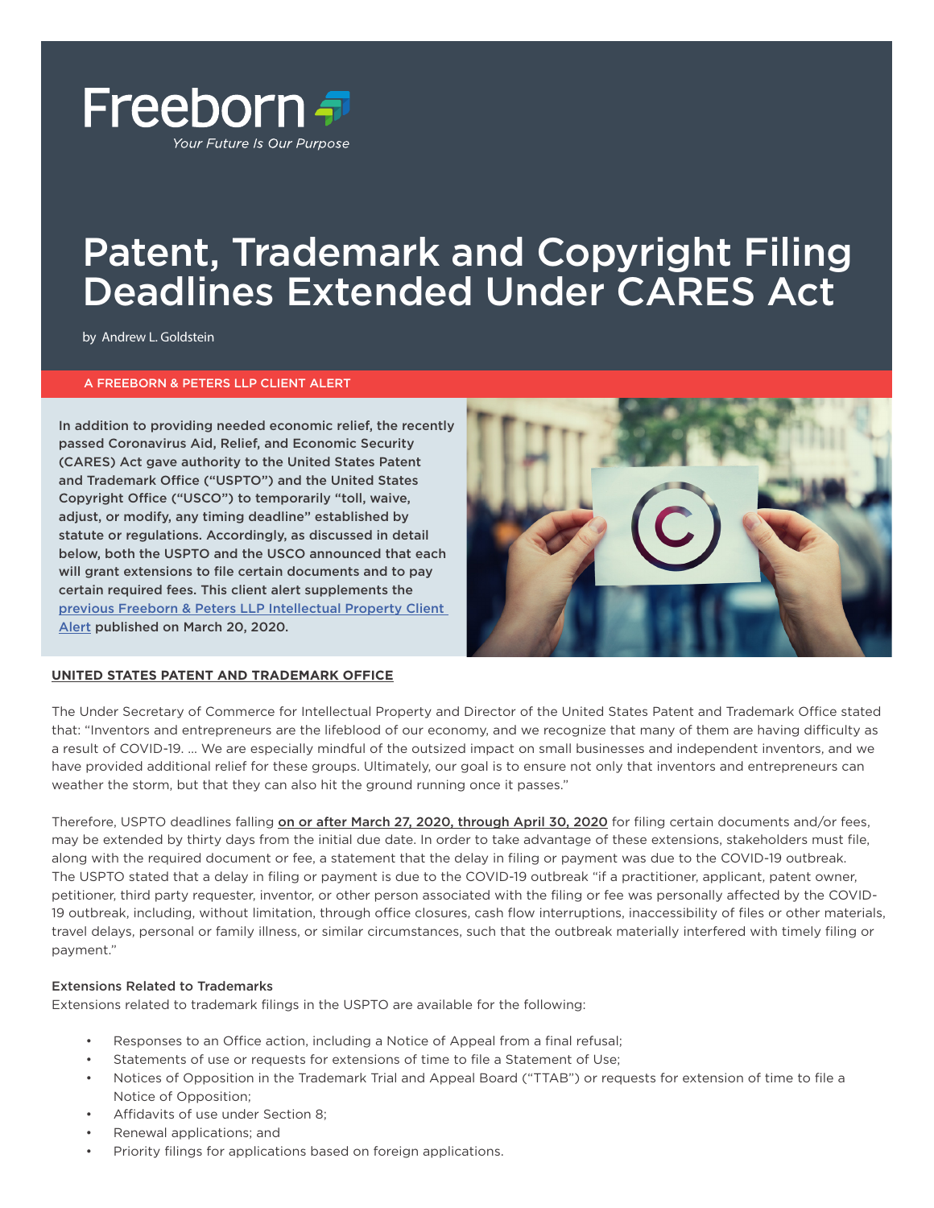Freeborn

*Your Future Is Our Purpose*

# Patent, Trademark and Copyright Filing Deadlines Extended Under CARES Act

by Andrew L. Goldstein

A FREEBORN & PETERS LLP CLIENT ALERT

**In addition to providing needed economic relief, the recently passed Coronavirus Aid, Relief, and Economic Security (CARES) Act gave authority to the United States Patent and Trademark Office ("USPTO") and the United States Copyright Office ("USCO") to temporarily "toll, waive, adjust, or modify, any timing deadline" established by statute or regulations. Accordingly, as discussed in detail below, both the USPTO and the USCO announced that each will grant extensions to file certain documents and to pay certain required fees. This client alert supplements the [previous Freeborn & Peters LLP Intellectual Property Client Alert] published on March 20, 2020.**

## UNITED STATES PATENT AND TRADEMARK OFFICE

The Under Secretary of Commerce for Intellectual Property and Director of the United States Patent and Trademark Office stated that: "Inventors and entrepreneurs are the lifeblood of our economy, and we recognize that many of them are having difficulty as a result of COVID-19. … We are especially mindful of the outsized impact on small businesses and independent inventors, and we have provided additional relief for these groups. Ultimately, our goal is to ensure not only that inventors and entrepreneurs can weather the storm, but that they can also hit the ground running once it passes."

Therefore, USPTO deadlines falling on or after March 27, 2020, through April 30, 2020 for filing certain documents and/or fees, may be extended by thirty days from the initial due date. In order to take advantage of these extensions, stakeholders must file, along with the required document or fee, a statement that the delay in filing or payment was due to the COVID-19 outbreak. The USPTO stated that a delay in filing or payment is due to the COVID-19 outbreak "if a practitioner, applicant, patent owner, petitioner, third party requester, inventor, or other person associated with the filing or fee was personally affected by the COVID-19 outbreak, including, without limitation, through office closures, cash flow interruptions, inaccessibility of files or other materials, travel delays, personal or family illness, or similar circumstances, such that the outbreak materially interfered with timely filing or payment."

### Extensions Related to Trademarks

Extensions related to trademark filings in the USPTO are available for the following:

- Responses to an Office action, including a Notice of Appeal from a final refusal;
- Statements of use or requests for extensions of time to file a Statement of Use;
- Notices of Opposition in the Trademark Trial and Appeal Board ("TTAB") or requests for extension of time to file a Notice of Opposition;
- Affidavits of use under Section 8;
- Renewal applications; and
- Priority filings for applications based on foreign applications.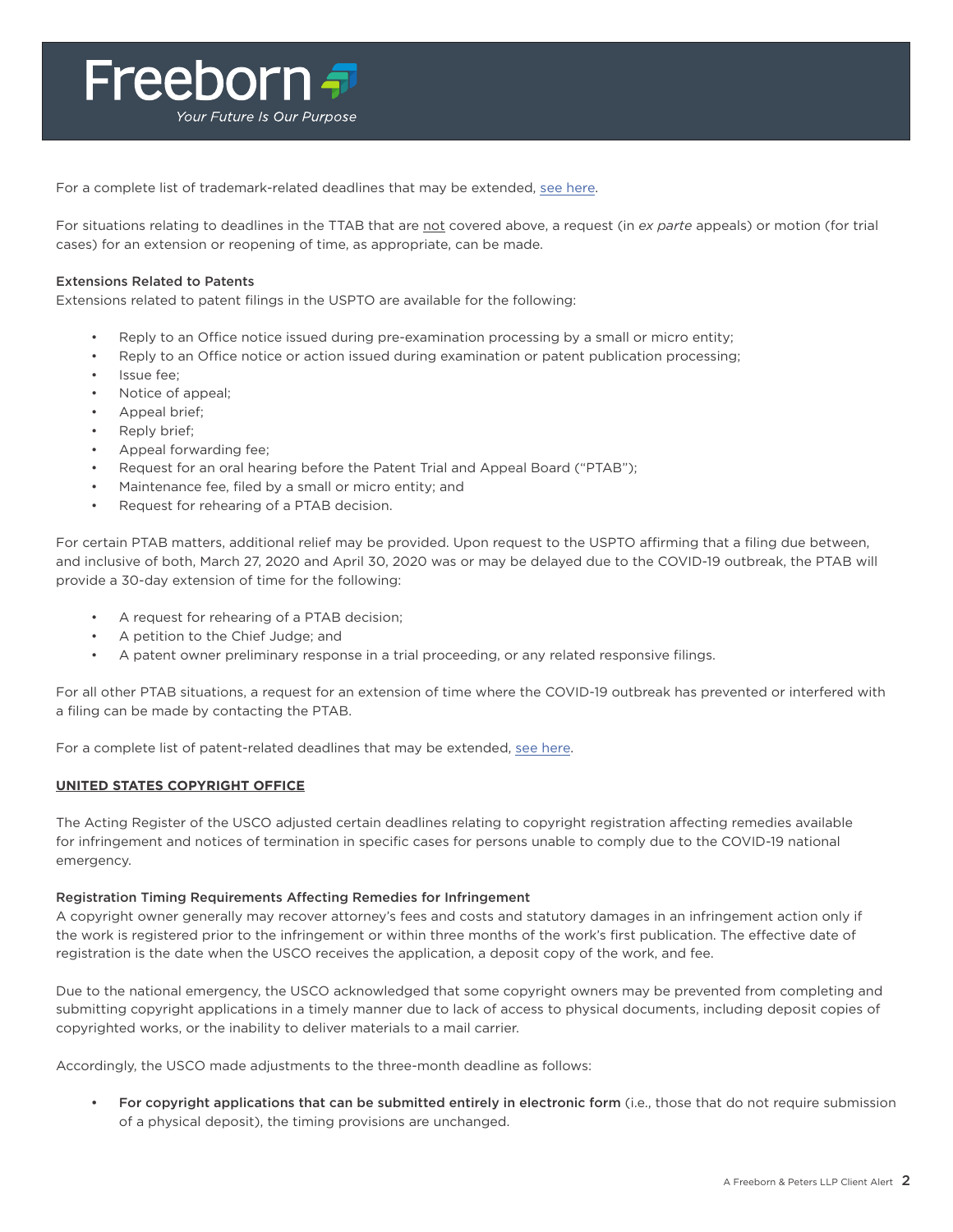For a complete list of trademark-related deadlines that may be extended, see here.

For situations relating to deadlines in the TTAB that are not covered above, a request (in *ex parte* appeals) or motion (for trial cases) for an extension or reopening of time, as appropriate, can be made.

**Extensions Related to Patents**

Extensions related to patent filings in the USPTO are available for the following:

- Reply to an Office notice issued during pre-examination processing by a small or micro entity;
- Reply to an Office notice or action issued during examination or patent publication processing;
- Issue fee;
- Notice of appeal;
- Appeal brief;
- Reply brief;
- Appeal forwarding fee;
- Request for an oral hearing before the Patent Trial and Appeal Board ("PTAB");
- Maintenance fee, filed by a small or micro entity; and
- Request for rehearing of a PTAB decision.

For certain PTAB matters, additional relief may be provided. Upon request to the USPTO affirming that a filing due between, and inclusive of both, March 27, 2020 and April 30, 2020 was or may be delayed due to the COVID-19 outbreak, the PTAB will provide a 30-day extension of time for the following:

- A request for rehearing of a PTAB decision;
- A petition to the Chief Judge; and
- A patent owner preliminary response in a trial proceeding, or any related responsive filings.

For all other PTAB situations, a request for an extension of time where the COVID-19 outbreak has prevented or interfered with a filing can be made by contacting the PTAB.

For a complete list of patent-related deadlines that may be extended, see here.

## UNITED STATES COPYRIGHT OFFICE

The Acting Register of the USCO adjusted certain deadlines relating to copyright registration affecting remedies available for infringement and notices of termination in specific cases for persons unable to comply due to the COVID-19 national emergency.

**Registration Timing Requirements Affecting Remedies for Infringement**

A copyright owner generally may recover attorney's fees and costs and statutory damages in an infringement action only if the work is registered prior to the infringement or within three months of the work's first publication. The effective date of registration is the date when the USCO receives the application, a deposit copy of the work, and fee.

Due to the national emergency, the USCO acknowledged that some copyright owners may be prevented from completing and submitting copyright applications in a timely manner due to lack of access to physical documents, including deposit copies of copyrighted works, or the inability to deliver materials to a mail carrier.

Accordingly, the USCO made adjustments to the three-month deadline as follows:

- **For copyright applications that can be submitted entirely in electronic form** (i.e., those that do not require submission of a physical deposit), the timing provisions are unchanged.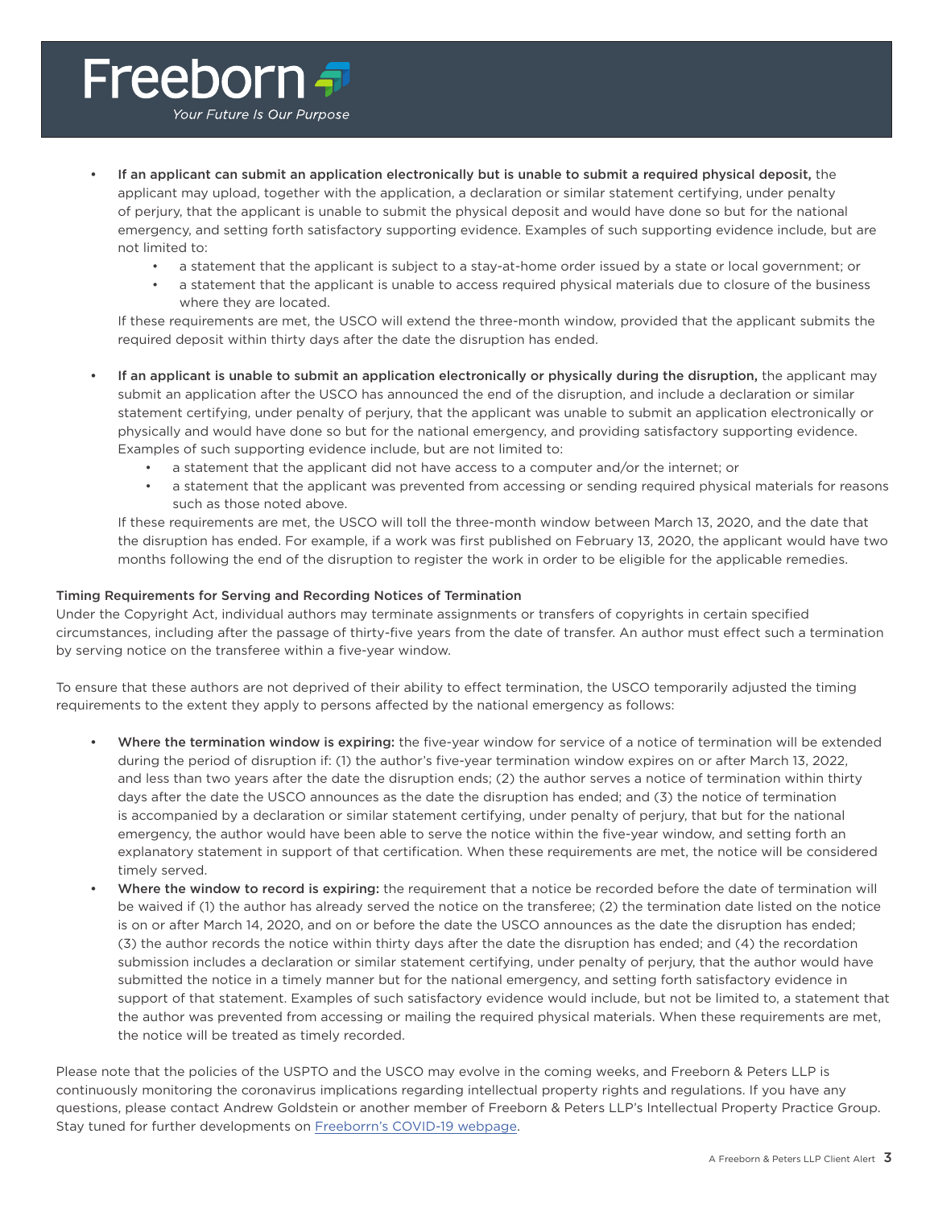- **If an applicant can submit an application electronically but is unable to submit a required physical deposit,** the applicant may upload, together with the application, a declaration or similar statement certifying, under penalty of perjury, that the applicant is unable to submit the physical deposit and would have done so but for the national emergency, and setting forth satisfactory supporting evidence. Examples of such supporting evidence include, but are not limited to:
    - a statement that the applicant is subject to a stay-at-home order issued by a state or local government; or
    - a statement that the applicant is unable to access required physical materials due to closure of the business where they are located.

  If these requirements are met, the USCO will extend the three-month window, provided that the applicant submits the required deposit within thirty days after the date the disruption has ended.

- **If an applicant is unable to submit an application electronically or physically during the disruption,** the applicant may submit an application after the USCO has announced the end of the disruption, and include a declaration or similar statement certifying, under penalty of perjury, that the applicant was unable to submit an application electronically or physically and would have done so but for the national emergency, and providing satisfactory supporting evidence. Examples of such supporting evidence include, but are not limited to:
    - a statement that the applicant did not have access to a computer and/or the internet; or
    - a statement that the applicant was prevented from accessing or sending required physical materials for reasons such as those noted above.

  If these requirements are met, the USCO will toll the three-month window between March 13, 2020, and the date that the disruption has ended. For example, if a work was first published on February 13, 2020, the applicant would have two months following the end of the disruption to register the work in order to be eligible for the applicable remedies.

### Timing Requirements for Serving and Recording Notices of Termination

Under the Copyright Act, individual authors may terminate assignments or transfers of copyrights in certain specified circumstances, including after the passage of thirty-five years from the date of transfer. An author must effect such a termination by serving notice on the transferee within a five-year window.

To ensure that these authors are not deprived of their ability to effect termination, the USCO temporarily adjusted the timing requirements to the extent they apply to persons affected by the national emergency as follows:

- **Where the termination window is expiring:** the five-year window for service of a notice of termination will be extended during the period of disruption if: (1) the author's five-year termination window expires on or after March 13, 2022, and less than two years after the date the disruption ends; (2) the author serves a notice of termination within thirty days after the date the USCO announces as the date the disruption has ended; and (3) the notice of termination is accompanied by a declaration or similar statement certifying, under penalty of perjury, that but for the national emergency, the author would have been able to serve the notice within the five-year window, and setting forth an explanatory statement in support of that certification. When these requirements are met, the notice will be considered timely served.
- **Where the window to record is expiring:** the requirement that a notice be recorded before the date of termination will be waived if (1) the author has already served the notice on the transferee; (2) the termination date listed on the notice is on or after March 14, 2020, and on or before the date the USCO announces as the date the disruption has ended; (3) the author records the notice within thirty days after the date the disruption has ended; and (4) the recordation submission includes a declaration or similar statement certifying, under penalty of perjury, that the author would have submitted the notice in a timely manner but for the national emergency, and setting forth satisfactory evidence in support of that statement. Examples of such satisfactory evidence would include, but not be limited to, a statement that the author was prevented from accessing or mailing the required physical materials. When these requirements are met, the notice will be treated as timely recorded.

Please note that the policies of the USPTO and the USCO may evolve in the coming weeks, and Freeborn & Peters LLP is continuously monitoring the coronavirus implications regarding intellectual property rights and regulations. If you have any questions, please contact Andrew Goldstein or another member of Freeborn & Peters LLP's Intellectual Property Practice Group. Stay tuned for further developments on Freeborrn's COVID-19 webpage.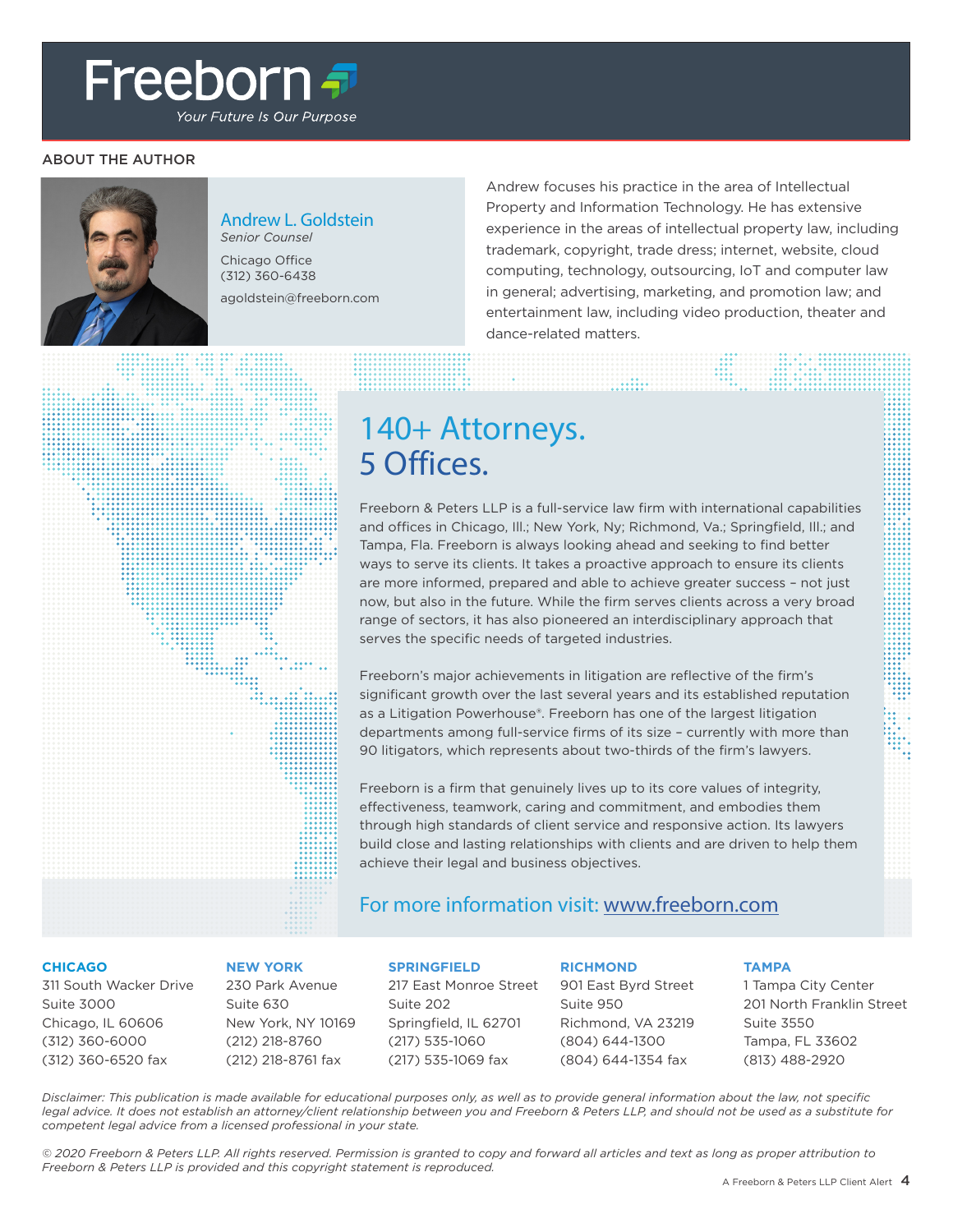Freeborn

*Your Future Is Our Purpose*

## ABOUT THE AUTHOR

**Andrew L. Goldstein**
*Senior Counsel*

Chicago Office
(312) 360-6438

agoldstein@freeborn.com

Andrew focuses his practice in the area of Intellectual Property and Information Technology. He has extensive experience in the areas of intellectual property law, including trademark, copyright, trade dress; internet, website, cloud computing, technology, outsourcing, IoT and computer law in general; advertising, marketing, and promotion law; and entertainment law, including video production, theater and dance-related matters.

## 140+ Attorneys. 5 Offices.

Freeborn & Peters LLP is a full-service law firm with international capabilities and offices in Chicago, Ill.; New York, Ny; Richmond, Va.; Springfield, Ill.; and Tampa, Fla. Freeborn is always looking ahead and seeking to find better ways to serve its clients. It takes a proactive approach to ensure its clients are more informed, prepared and able to achieve greater success – not just now, but also in the future. While the firm serves clients across a very broad range of sectors, it has also pioneered an interdisciplinary approach that serves the specific needs of targeted industries.

Freeborn's major achievements in litigation are reflective of the firm's significant growth over the last several years and its established reputation as a Litigation Powerhouse®. Freeborn has one of the largest litigation departments among full-service firms of its size – currently with more than 90 litigators, which represents about two-thirds of the firm's lawyers.

Freeborn is a firm that genuinely lives up to its core values of integrity, effectiveness, teamwork, caring and commitment, and embodies them through high standards of client service and responsive action. Its lawyers build close and lasting relationships with clients and are driven to help them achieve their legal and business objectives.

For more information visit: [www.freeborn.com](http://www.freeborn.com)

**CHICAGO**
311 South Wacker Drive
Suite 3000
Chicago, IL 60606
(312) 360-6000
(312) 360-6520 fax

**NEW YORK**
230 Park Avenue
Suite 630
New York, NY 10169
(212) 218-8760
(212) 218-8761 fax

**SPRINGFIELD**
217 East Monroe Street
Suite 202
Springfield, IL 62701
(217) 535-1060
(217) 535-1069 fax

**RICHMOND**
901 East Byrd Street
Suite 950
Richmond, VA 23219
(804) 644-1300
(804) 644-1354 fax

**TAMPA**
1 Tampa City Center
201 North Franklin Street
Suite 3550
Tampa, FL 33602
(813) 488-2920

*Disclaimer: This publication is made available for educational purposes only, as well as to provide general information about the law, not specific legal advice. It does not establish an attorney/client relationship between you and Freeborn & Peters LLP, and should not be used as a substitute for competent legal advice from a licensed professional in your state.*

*© 2020 Freeborn & Peters LLP. All rights reserved. Permission is granted to copy and forward all articles and text as long as proper attribution to Freeborn & Peters LLP is provided and this copyright statement is reproduced.*